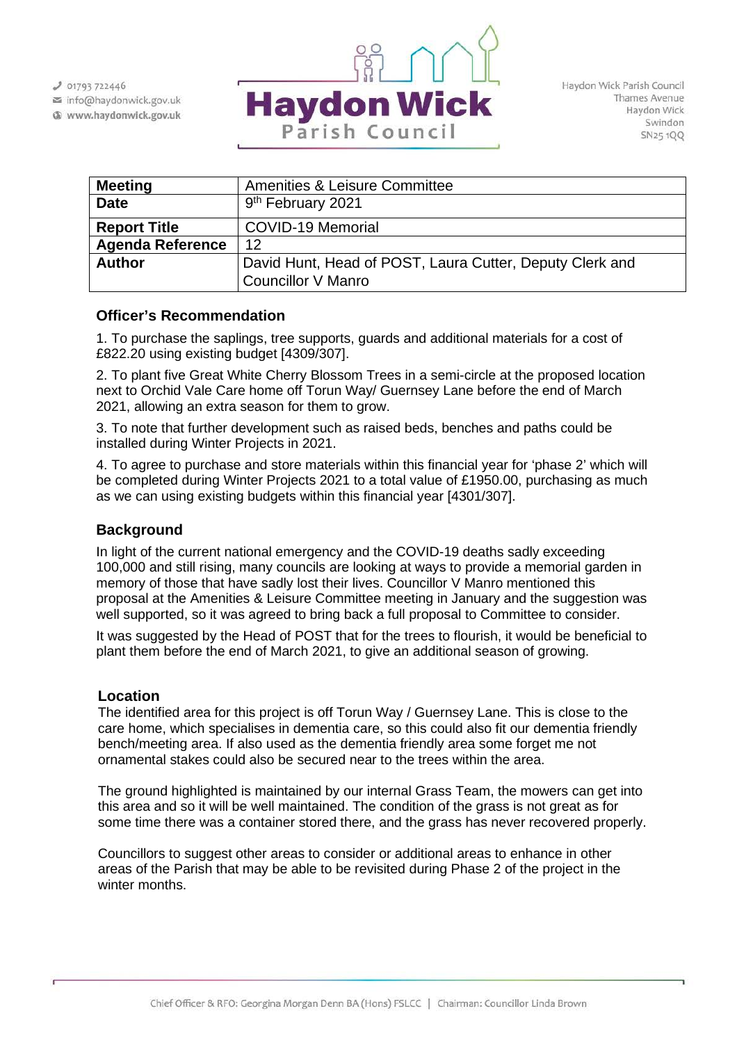01793 722446
info@haydonwick.gov.uk
www.haydonwick.gov.uk

Haydon Wick Parish Council

Haydon Wick Parish Council
Thames Avenue
Haydon Wick
Swindon
SN25 1QQ

| **Meeting** | Amenities & Leisure Committee |
|---|---|
| **Date** | 9th February 2021 |
| **Report Title** | COVID-19 Memorial |
| **Agenda Reference** | 12 |
| **Author** | David Hunt, Head of POST, Laura Cutter, Deputy Clerk and Councillor V Manro |

## Officer's Recommendation

1. To purchase the saplings, tree supports, guards and additional materials for a cost of £822.20 using existing budget [4309/307].

2. To plant five Great White Cherry Blossom Trees in a semi-circle at the proposed location next to Orchid Vale Care home off Torun Way/ Guernsey Lane before the end of March 2021, allowing an extra season for them to grow.

3. To note that further development such as raised beds, benches and paths could be installed during Winter Projects in 2021.

4. To agree to purchase and store materials within this financial year for 'phase 2' which will be completed during Winter Projects 2021 to a total value of £1950.00, purchasing as much as we can using existing budgets within this financial year [4301/307].

## Background

In light of the current national emergency and the COVID-19 deaths sadly exceeding 100,000 and still rising, many councils are looking at ways to provide a memorial garden in memory of those that have sadly lost their lives. Councillor V Manro mentioned this proposal at the Amenities & Leisure Committee meeting in January and the suggestion was well supported, so it was agreed to bring back a full proposal to Committee to consider.

It was suggested by the Head of POST that for the trees to flourish, it would be beneficial to plant them before the end of March 2021, to give an additional season of growing.

## Location

The identified area for this project is off Torun Way / Guernsey Lane. This is close to the care home, which specialises in dementia care, so this could also fit our dementia friendly bench/meeting area. If also used as the dementia friendly area some forget me not ornamental stakes could also be secured near to the trees within the area.

The ground highlighted is maintained by our internal Grass Team, the mowers can get into this area and so it will be well maintained. The condition of the grass is not great as for some time there was a container stored there, and the grass has never recovered properly.

Councillors to suggest other areas to consider or additional areas to enhance in other areas of the Parish that may be able to be revisited during Phase 2 of the project in the winter months.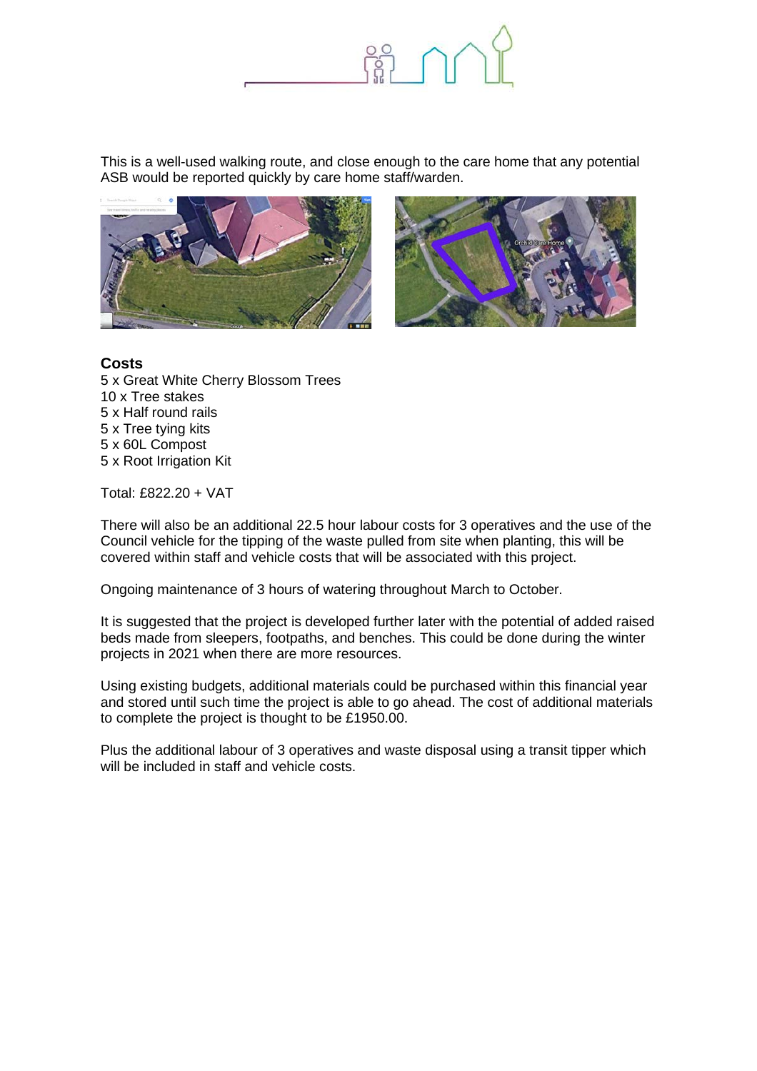This is a well-used walking route, and close enough to the care home that any potential ASB would be reported quickly by care home staff/warden.

## Costs

5 x Great White Cherry Blossom Trees
10 x Tree stakes
5 x Half round rails
5 x Tree tying kits
5 x 60L Compost
5 x Root Irrigation Kit

Total: £822.20 + VAT

There will also be an additional 22.5 hour labour costs for 3 operatives and the use of the Council vehicle for the tipping of the waste pulled from site when planting, this will be covered within staff and vehicle costs that will be associated with this project.

Ongoing maintenance of 3 hours of watering throughout March to October.

It is suggested that the project is developed further later with the potential of added raised beds made from sleepers, footpaths, and benches. This could be done during the winter projects in 2021 when there are more resources.

Using existing budgets, additional materials could be purchased within this financial year and stored until such time the project is able to go ahead. The cost of additional materials to complete the project is thought to be £1950.00.

Plus the additional labour of 3 operatives and waste disposal using a transit tipper which will be included in staff and vehicle costs.